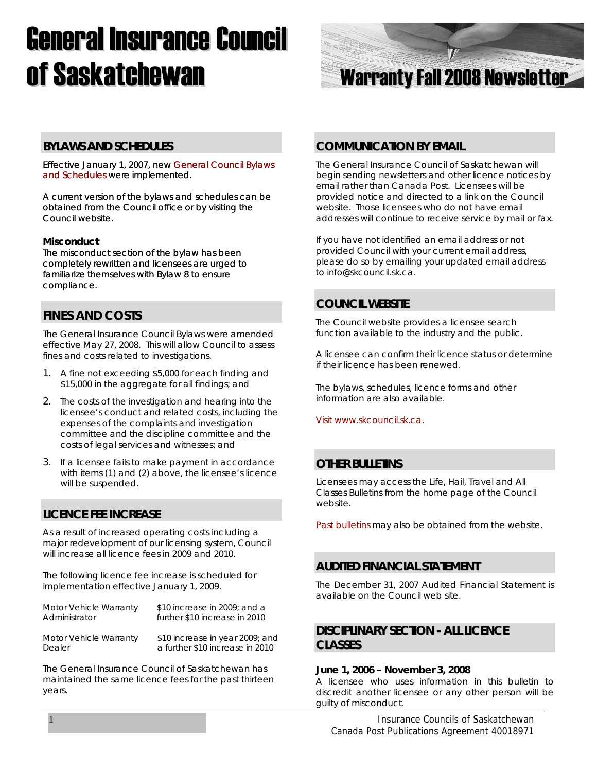// General Insurance Council of Saskatchewan

# Warranty Fall 2008 Newsletter

## BYLAWS AND SCHEDULES

Effective January 1, 2007, new General Council Bylaws and Schedules were implemented.

A current version of the bylaws and schedules can be obtained from the Council office or by visiting the Council website.

**Misconduct**

The misconduct section of the bylaw has been completely rewritten and licensees are urged to familiarize themselves with Bylaw 8 to ensure compliance.

## FINES AND COSTS

The General Insurance Council Bylaws were amended effective May 27, 2008. This will allow Council to assess fines and costs related to investigations.

1. A fine not exceeding $5,000 for each finding and $15,000 in the aggregate for all findings; and
2. The costs of the investigation and hearing into the licensee's conduct and related costs, including the expenses of the complaints and investigation committee and the discipline committee and the costs of legal services and witnesses; and
3. If a licensee fails to make payment in accordance with items (1) and (2) above, the licensee's licence will be suspended.

## LICENCE FEE INCREASE

As a result of increased operating costs including a major redevelopment of our licensing system, Council will increase all licence fees in 2009 and 2010.

The following licence fee increase is scheduled for implementation effective January 1, 2009.

| | |
|---|---|
| Motor Vehicle Warranty Administrator | $10 increase in 2009; and a further $10 increase in 2010 |
| Motor Vehicle Warranty Dealer | $10 increase in year 2009; and a further $10 increase in 2010 |

The General Insurance Council of Saskatchewan has maintained the same licence fees for the past thirteen years.

## COMMUNICATION BY EMAIL

The General Insurance Council of Saskatchewan will begin sending newsletters and other licence notices by email rather than Canada Post. Licensees will be provided notice and directed to a link on the Council website. Those licensees who do not have email addresses will continue to receive service by mail or fax.

If you have not identified an email address or not provided Council with your current email address, please do so by emailing your updated email address to info@skcouncil.sk.ca.

## COUNCIL WEBSITE

The Council website provides a licensee search function available to the industry and the public.

A licensee can confirm their licence status or determine if their licence has been renewed.

The bylaws, schedules, licence forms and other information are also available.

Visit www.skcouncil.sk.ca.

## OTHER BULLETINS

Licensees may access the Life, Hail, Travel and All Classes Bulletins from the home page of the Council website.

Past bulletins may also be obtained from the website.

## AUDITED FINANCIAL STATEMENT

The December 31, 2007 Audited Financial Statement is available on the Council web site.

## DISCIPLINARY SECTION - ALL LICENCE CLASSES

**June 1, 2006 – November 3, 2008**

A licensee who uses information in this bulletin to discredit another licensee or any other person will be guilty of misconduct.

Insurance Councils of Saskatchewan
Canada Post Publications Agreement 40018971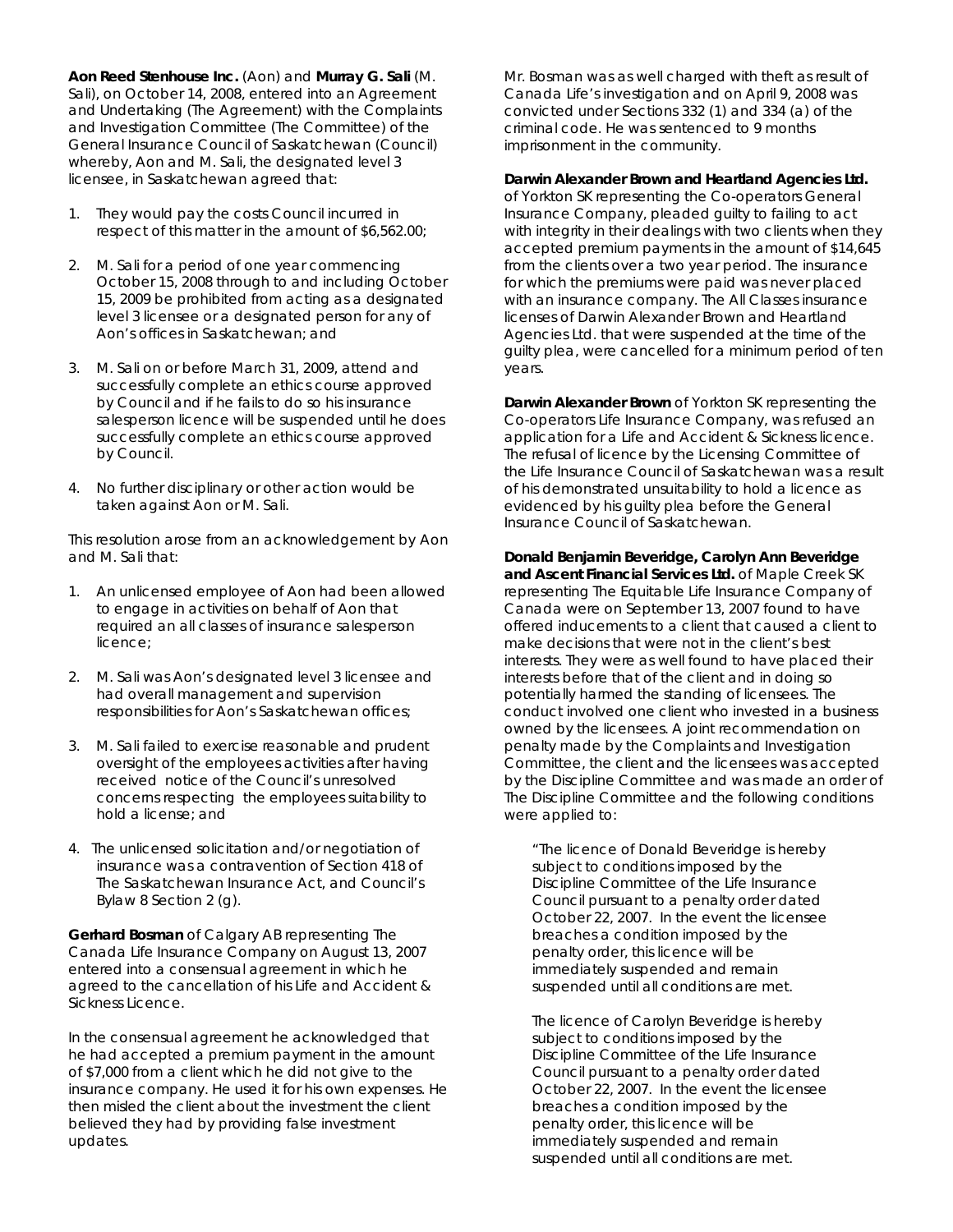**Aon Reed Stenhouse Inc.** (Aon) and **Murray G. Sali** (M. Sali), on October 14, 2008, entered into an Agreement and Undertaking (The Agreement) with the Complaints and Investigation Committee (The Committee) of the General Insurance Council of Saskatchewan (Council) whereby, Aon and M. Sali, the designated level 3 licensee, in Saskatchewan agreed that:

1. They would pay the costs Council incurred in respect of this matter in the amount of $6,562.00;
2. M. Sali for a period of one year commencing October 15, 2008 through to and including October 15, 2009 be prohibited from acting as a designated level 3 licensee or a designated person for any of Aon's offices in Saskatchewan; and
3. M. Sali on or before March 31, 2009, attend and successfully complete an ethics course approved by Council and if he fails to do so his insurance salesperson licence will be suspended until he does successfully complete an ethics course approved by Council.
4. No further disciplinary or other action would be taken against Aon or M. Sali.

This resolution arose from an acknowledgement by Aon and M. Sali that:

1. An unlicensed employee of Aon had been allowed to engage in activities on behalf of Aon that required an all classes of insurance salesperson licence;
2. M. Sali was Aon's designated level 3 licensee and had overall management and supervision responsibilities for Aon's Saskatchewan offices;
3. M. Sali failed to exercise reasonable and prudent oversight of the employees activities after having received notice of the Council's unresolved concerns respecting the employees suitability to hold a license; and
4. The unlicensed solicitation and/or negotiation of insurance was a contravention of Section 418 of The Saskatchewan Insurance Act, and Council's Bylaw 8 Section 2 (g).

**Gerhard Bosman** of Calgary AB representing The Canada Life Insurance Company on August 13, 2007 entered into a consensual agreement in which he agreed to the cancellation of his Life and Accident & Sickness Licence.

In the consensual agreement he acknowledged that he had accepted a premium payment in the amount of $7,000 from a client which he did not give to the insurance company. He used it for his own expenses. He then misled the client about the investment the client believed they had by providing false investment updates.

Mr. Bosman was as well charged with theft as result of Canada Life's investigation and on April 9, 2008 was convicted under Sections 332 (1) and 334 (a) of the criminal code. He was sentenced to 9 months imprisonment in the community.

**Darwin Alexander Brown and Heartland Agencies Ltd.** of Yorkton SK representing the Co-operators General Insurance Company, pleaded guilty to failing to act with integrity in their dealings with two clients when they accepted premium payments in the amount of $14,645 from the clients over a two year period. The insurance for which the premiums were paid was never placed with an insurance company. The All Classes insurance licenses of Darwin Alexander Brown and Heartland Agencies Ltd. that were suspended at the time of the guilty plea, were cancelled for a minimum period of ten years.

**Darwin Alexander Brown** of Yorkton SK representing the Co-operators Life Insurance Company, was refused an application for a Life and Accident & Sickness licence. The refusal of licence by the Licensing Committee of the Life Insurance Council of Saskatchewan was a result of his demonstrated unsuitability to hold a licence as evidenced by his guilty plea before the General Insurance Council of Saskatchewan.

**Donald Benjamin Beveridge, Carolyn Ann Beveridge and Ascent Financial Services Ltd.** of Maple Creek SK representing The Equitable Life Insurance Company of Canada were on September 13, 2007 found to have offered inducements to a client that caused a client to make decisions that were not in the client's best interests. They were as well found to have placed their interests before that of the client and in doing so potentially harmed the standing of licensees. The conduct involved one client who invested in a business owned by the licensees. A joint recommendation on penalty made by the Complaints and Investigation Committee, the client and the licensees was accepted by the Discipline Committee and was made an order of The Discipline Committee and the following conditions were applied to:

> "The licence of Donald Beveridge is hereby subject to conditions imposed by the Discipline Committee of the Life Insurance Council pursuant to a penalty order dated October 22, 2007. In the event the licensee breaches a condition imposed by the penalty order, this licence will be immediately suspended and remain suspended until all conditions are met.
>
> The licence of Carolyn Beveridge is hereby subject to conditions imposed by the Discipline Committee of the Life Insurance Council pursuant to a penalty order dated October 22, 2007. In the event the licensee breaches a condition imposed by the penalty order, this licence will be immediately suspended and remain suspended until all conditions are met.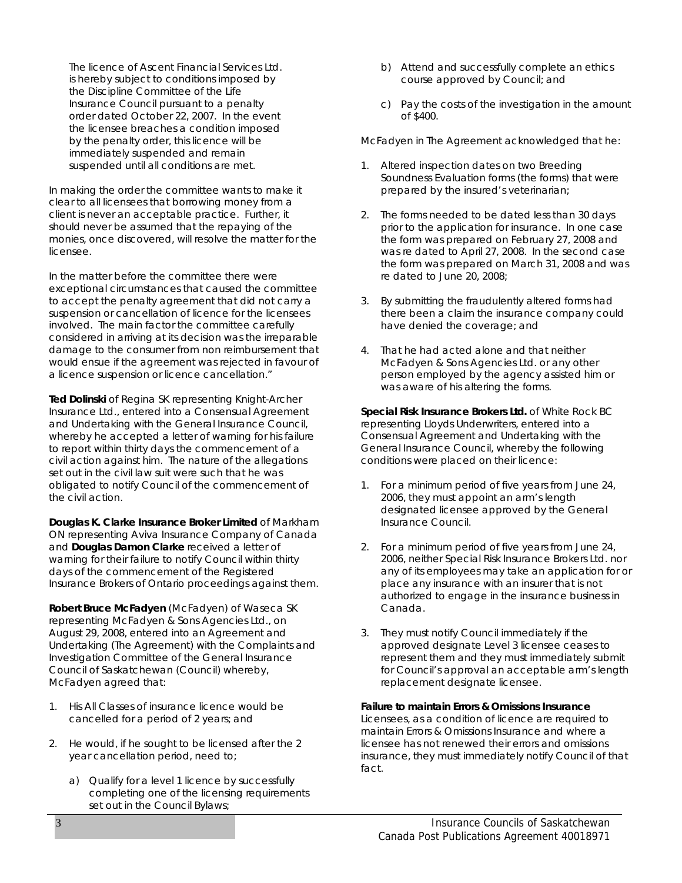The licence of Ascent Financial Services Ltd. is hereby subject to conditions imposed by the Discipline Committee of the Life Insurance Council pursuant to a penalty order dated October 22, 2007. In the event the licensee breaches a condition imposed by the penalty order, this licence will be immediately suspended and remain suspended until all conditions are met.

In making the order the committee wants to make it clear to all licensees that borrowing money from a client is never an acceptable practice. Further, it should never be assumed that the repaying of the monies, once discovered, will resolve the matter for the licensee.

In the matter before the committee there were exceptional circumstances that caused the committee to accept the penalty agreement that did not carry a suspension or cancellation of licence for the licensees involved. The main factor the committee carefully considered in arriving at its decision was the irreparable damage to the consumer from non reimbursement that would ensue if the agreement was rejected in favour of a licence suspension or licence cancellation."

**Ted Dolinski** of Regina SK representing Knight-Archer Insurance Ltd., entered into a Consensual Agreement and Undertaking with the General Insurance Council, whereby he accepted a letter of warning for his failure to report within thirty days the commencement of a civil action against him. The nature of the allegations set out in the civil law suit were such that he was obligated to notify Council of the commencement of the civil action.

**Douglas K. Clarke Insurance Broker Limited** of Markham ON representing Aviva Insurance Company of Canada and **Douglas Damon Clarke** received a letter of warning for their failure to notify Council within thirty days of the commencement of the Registered Insurance Brokers of Ontario proceedings against them.

**Robert Bruce McFadyen** (McFadyen) of Waseca SK representing McFadyen & Sons Agencies Ltd., on August 29, 2008, entered into an Agreement and Undertaking (The Agreement) with the Complaints and Investigation Committee of the General Insurance Council of Saskatchewan (Council) whereby, McFadyen agreed that:

1. His All Classes of insurance licence would be cancelled for a period of 2 years; and
2. He would, if he sought to be licensed after the 2 year cancellation period, need to;
   a) Qualify for a level 1 licence by successfully completing one of the licensing requirements set out in the Council Bylaws;
   b) Attend and successfully complete an ethics course approved by Council; and
   c) Pay the costs of the investigation in the amount of $400.

McFadyen in The Agreement acknowledged that he:

1. Altered inspection dates on two Breeding Soundness Evaluation forms (the forms) that were prepared by the insured's veterinarian;
2. The forms needed to be dated less than 30 days prior to the application for insurance. In one case the form was prepared on February 27, 2008 and was re dated to April 27, 2008. In the second case the form was prepared on March 31, 2008 and was re dated to June 20, 2008;
3. By submitting the fraudulently altered forms had there been a claim the insurance company could have denied the coverage; and
4. That he had acted alone and that neither McFadyen & Sons Agencies Ltd. or any other person employed by the agency assisted him or was aware of his altering the forms.

**Special Risk Insurance Brokers Ltd.** of White Rock BC representing Lloyds Underwriters, entered into a Consensual Agreement and Undertaking with the General Insurance Council, whereby the following conditions were placed on their licence:

1. For a minimum period of five years from June 24, 2006, they must appoint an arm's length designated licensee approved by the General Insurance Council.
2. For a minimum period of five years from June 24, 2006, neither Special Risk Insurance Brokers Ltd. nor any of its employees may take an application for or place any insurance with an insurer that is not authorized to engage in the insurance business in Canada.
3. They must notify Council immediately if the approved designate Level 3 licensee ceases to represent them and they must immediately submit for Council's approval an acceptable arm's length replacement designate licensee.

**Failure to maintain Errors & Omissions Insurance**

Licensees, as a condition of licence are required to maintain Errors & Omissions Insurance and where a licensee has not renewed their errors and omissions insurance, they must immediately notify Council of that fact.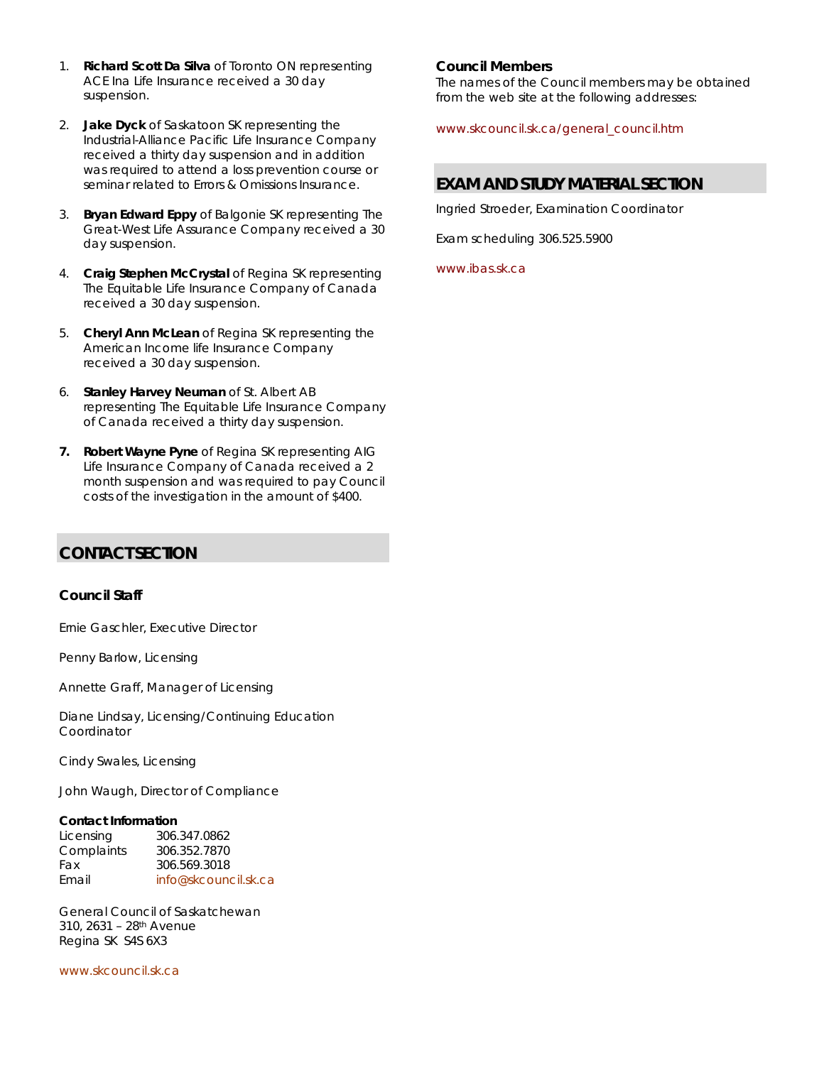1. **Richard Scott Da Silva** of Toronto ON representing ACE Ina Life Insurance received a 30 day suspension.

2. **Jake Dyck** of Saskatoon SK representing the Industrial-Alliance Pacific Life Insurance Company received a thirty day suspension and in addition was required to attend a loss prevention course or seminar related to Errors & Omissions Insurance.

3. **Bryan Edward Eppy** of Balgonie SK representing The Great-West Life Assurance Company received a 30 day suspension.

4. **Craig Stephen McCrystal** of Regina SK representing The Equitable Life Insurance Company of Canada received a 30 day suspension.

5. **Cheryl Ann McLean** of Regina SK representing the American Income life Insurance Company received a 30 day suspension.

6. **Stanley Harvey Neuman** of St. Albert AB representing The Equitable Life Insurance Company of Canada received a thirty day suspension.

7. **Robert Wayne Pyne** of Regina SK representing AIG Life Insurance Company of Canada received a 2 month suspension and was required to pay Council costs of the investigation in the amount of $400.

## CONTACT SECTION

### Council Staff

Ernie Gaschler, Executive Director

Penny Barlow, Licensing

Annette Graff, Manager of Licensing

Diane Lindsay, Licensing/Continuing Education Coordinator

Cindy Swales, Licensing

John Waugh, Director of Compliance

**Contact Information**

| | |
|---|---|
| Licensing | 306.347.0862 |
| Complaints | 306.352.7870 |
| Fax | 306.569.3018 |
| Email | info@skcouncil.sk.ca |

General Council of Saskatchewan
310, 2631 – 28th Avenue
Regina SK S4S 6X3

www.skcouncil.sk.ca

### Council Members

The names of the Council members may be obtained from the web site at the following addresses:

www.skcouncil.sk.ca/general_council.htm

## EXAM AND STUDY MATERIAL SECTION

Ingried Stroeder, Examination Coordinator

Exam scheduling 306.525.5900

www.ibas.sk.ca